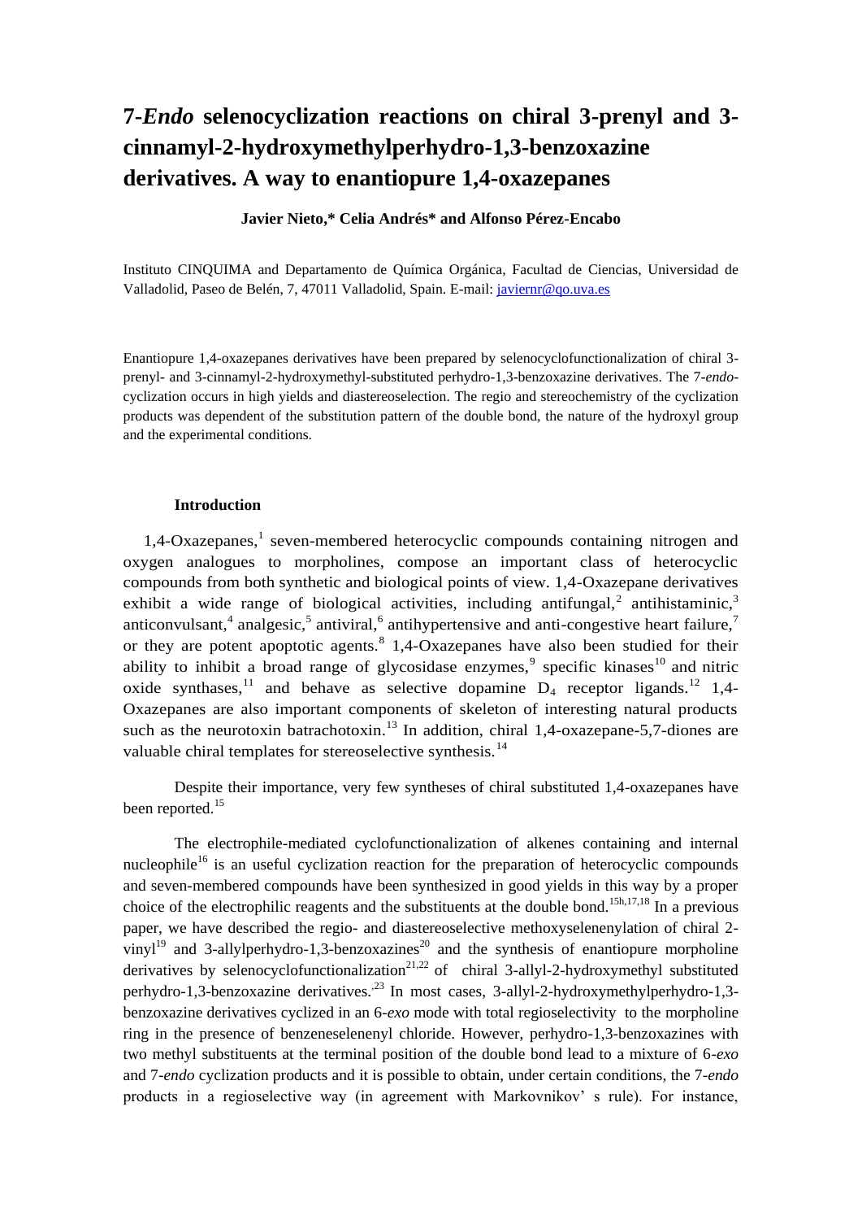# 7-*Endo* selenocyclization reactions on chiral 3-prenyl and 3-cinnamyl-2-hydroxymethylperhydro-1,3-benzoxazine derivatives. A way to enantiopure 1,4-oxazepanes

**Javier Nieto,\* Celia Andrés\* and Alfonso Pérez-Encabo**

Instituto CINQUIMA and Departamento de Química Orgánica, Facultad de Ciencias, Universidad de Valladolid, Paseo de Belén, 7, 47011 Valladolid, Spain. E-mail: javiernr@qo.uva.es

Enantiopure 1,4-oxazepanes derivatives have been prepared by selenocyclofunctionalization of chiral 3-prenyl- and 3-cinnamyl-2-hydroxymethyl-substituted perhydro-1,3-benzoxazine derivatives. The 7-*endo*-cyclization occurs in high yields and diastereoselection. The regio and stereochemistry of the cyclization products was dependent of the substitution pattern of the double bond, the nature of the hydroxyl group and the experimental conditions.

## Introduction

1,4-Oxazepanes,[1] seven-membered heterocyclic compounds containing nitrogen and oxygen analogues to morpholines, compose an important class of heterocyclic compounds from both synthetic and biological points of view. 1,4-Oxazepane derivatives exhibit a wide range of biological activities, including antifungal,[2] antihistaminic,[3] anticonvulsant,[4] analgesic,[5] antiviral,[6] antihypertensive and anti-congestive heart failure,[7] or they are potent apoptotic agents.[8] 1,4-Oxazepanes have also been studied for their ability to inhibit a broad range of glycosidase enzymes,[9] specific kinases[10] and nitric oxide synthases,[11] and behave as selective dopamine $D_4$ receptor ligands.[12] 1,4-Oxazepanes are also important components of skeleton of interesting natural products such as the neurotoxin batrachotoxin.[13] In addition, chiral 1,4-oxazepane-5,7-diones are valuable chiral templates for stereoselective synthesis.[14]

Despite their importance, very few syntheses of chiral substituted 1,4-oxazepanes have been reported.[15]

The electrophile-mediated cyclofunctionalization of alkenes containing and internal nucleophile[16] is an useful cyclization reaction for the preparation of heterocyclic compounds and seven-membered compounds have been synthesized in good yields in this way by a proper choice of the electrophilic reagents and the substituents at the double bond.[15h,17,18] In a previous paper, we have described the regio- and diastereoselective methoxyselenenylation of chiral 2-vinyl[19] and 3-allylperhydro-1,3-benzoxazines[20] and the synthesis of enantiopure morpholine derivatives by selenocyclofunctionalization[21,22] of chiral 3-allyl-2-hydroxymethyl substituted perhydro-1,3-benzoxazine derivatives.[23] In most cases, 3-allyl-2-hydroxymethylperhydro-1,3-benzoxazine derivatives cyclized in an 6-*exo* mode with total regioselectivity to the morpholine ring in the presence of benzeneselenenyl chloride. However, perhydro-1,3-benzoxazines with two methyl substituents at the terminal position of the double bond lead to a mixture of 6-*exo* and 7-*endo* cyclization products and it is possible to obtain, under certain conditions, the 7-*endo* products in a regioselective way (in agreement with Markovnikov' s rule). For instance,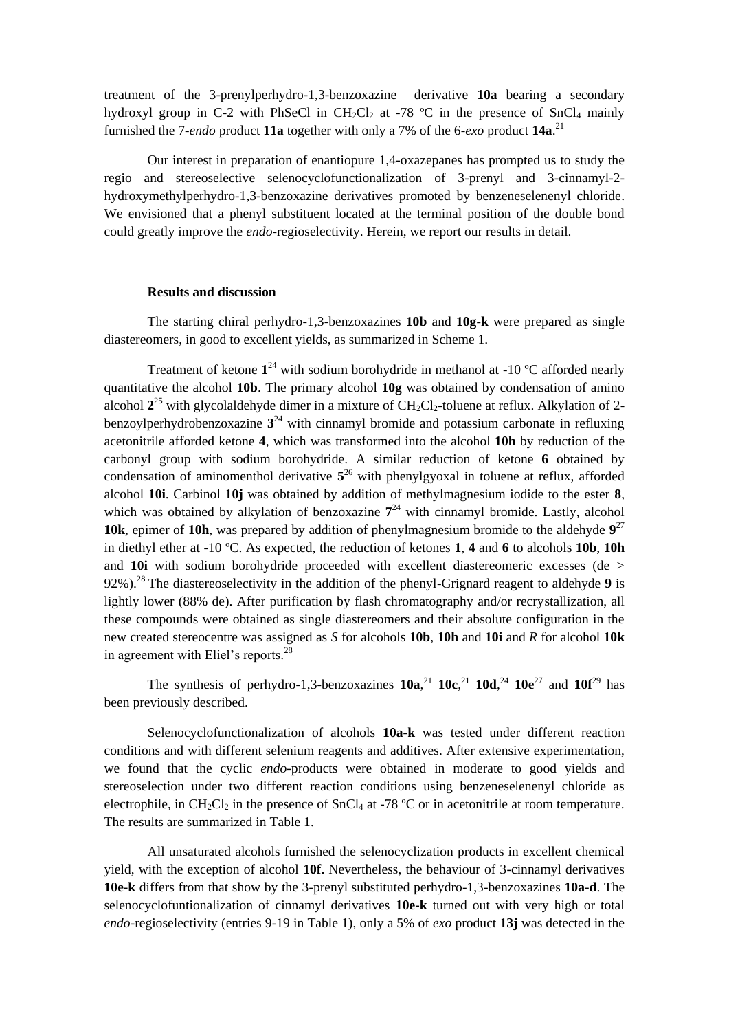treatment of the 3-prenylperhydro-1,3-benzoxazine derivative **10a** bearing a secondary hydroxyl group in C-2 with PhSeCl in $CH_2Cl_2$ at -78 ºC in the presence of $SnCl_4$ mainly furnished the 7-*endo* product **11a** together with only a 7% of the 6-*exo* product **14a**.[21]

Our interest in preparation of enantiopure 1,4-oxazepanes has prompted us to study the regio and stereoselective selenocyclofunctionalization of 3-prenyl and 3-cinnamyl-2-hydroxymethylperhydro-1,3-benzoxazine derivatives promoted by benzeneselenenyl chloride. We envisioned that a phenyl substituent located at the terminal position of the double bond could greatly improve the *endo*-regioselectivity. Herein, we report our results in detail.

## Results and discussion

The starting chiral perhydro-1,3-benzoxazines **10b** and **10g-k** were prepared as single diastereomers, in good to excellent yields, as summarized in Scheme 1.

Treatment of ketone **1**[24] with sodium borohydride in methanol at -10 ºC afforded nearly quantitative the alcohol **10b**. The primary alcohol **10g** was obtained by condensation of amino alcohol **2**[25] with glycolaldehyde dimer in a mixture of $CH_2Cl_2$-toluene at reflux. Alkylation of 2-benzoylperhydrobenzoxazine **3**[24] with cinnamyl bromide and potassium carbonate in refluxing acetonitrile afforded ketone **4**, which was transformed into the alcohol **10h** by reduction of the carbonyl group with sodium borohydride. A similar reduction of ketone **6** obtained by condensation of aminomenthol derivative **5**[26] with phenylgyoxal in toluene at reflux, afforded alcohol **10i**. Carbinol **10j** was obtained by addition of methylmagnesium iodide to the ester **8**, which was obtained by alkylation of benzoxazine **7**[24] with cinnamyl bromide. Lastly, alcohol **10k**, epimer of **10h**, was prepared by addition of phenylmagnesium bromide to the aldehyde **9**[27] in diethyl ether at -10 ºC. As expected, the reduction of ketones **1**, **4** and **6** to alcohols **10b**, **10h** and **10i** with sodium borohydride proceeded with excellent diastereomeric excesses (de > 92%).[28] The diastereoselectivity in the addition of the phenyl-Grignard reagent to aldehyde **9** is lightly lower (88% de). After purification by flash chromatography and/or recrystallization, all these compounds were obtained as single diastereomers and their absolute configuration in the new created stereocentre was assigned as *S* for alcohols **10b**, **10h** and **10i** and *R* for alcohol **10k** in agreement with Eliel's reports.[28]

The synthesis of perhydro-1,3-benzoxazines **10a**,[21] **10c**,[21] **10d**,[24] **10e**[27] and **10f**[29] has been previously described.

Selenocyclofunctionalization of alcohols **10a-k** was tested under different reaction conditions and with different selenium reagents and additives. After extensive experimentation, we found that the cyclic *endo*-products were obtained in moderate to good yields and stereoselection under two different reaction conditions using benzeneselenenyl chloride as electrophile, in $CH_2Cl_2$ in the presence of $SnCl_4$ at -78 ºC or in acetonitrile at room temperature. The results are summarized in Table 1.

All unsaturated alcohols furnished the selenocyclization products in excellent chemical yield, with the exception of alcohol **10f.** Nevertheless, the behaviour of 3-cinnamyl derivatives **10e-k** differs from that show by the 3-prenyl substituted perhydro-1,3-benzoxazines **10a-d**. The selenocyclofuntionalization of cinnamyl derivatives **10e-k** turned out with very high or total *endo*-regioselectivity (entries 9-19 in Table 1), only a 5% of *exo* product **13j** was detected in the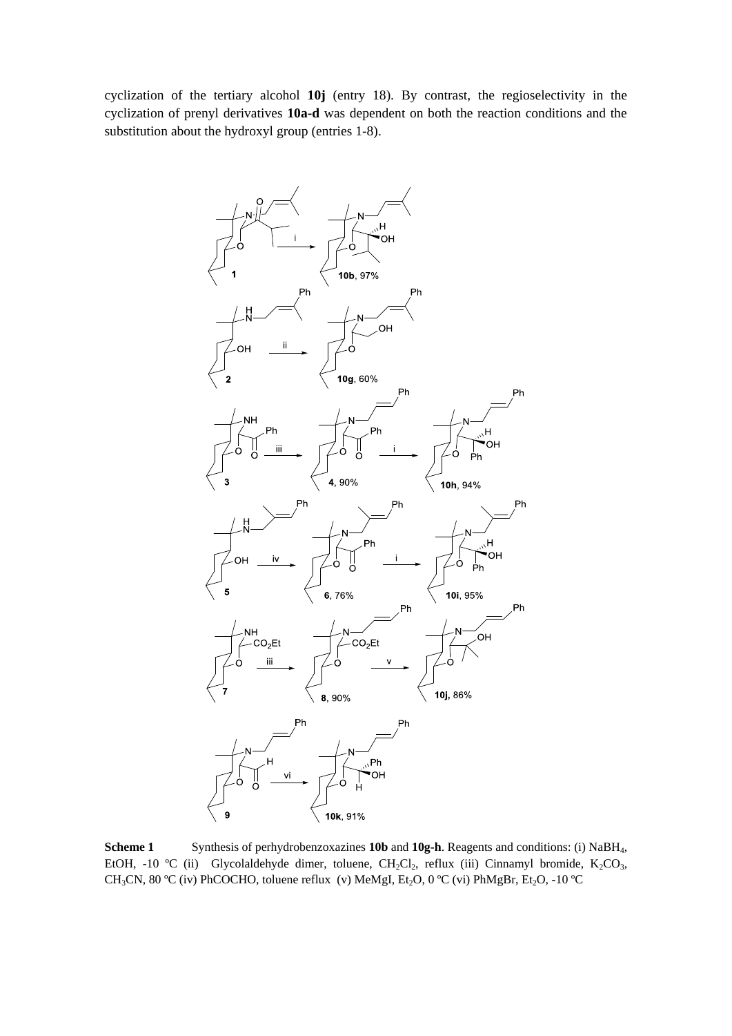cyclization of the tertiary alcohol **10j** (entry 18). By contrast, the regioselectivity in the cyclization of prenyl derivatives **10a-d** was dependent on both the reaction conditions and the substitution about the hydroxyl group (entries 1-8).

**Scheme 1** Synthesis of perhydrobenzoxazines **10b** and **10g-h**. Reagents and conditions: (i) $NaBH_4$, EtOH, -10 ºC (ii) Glycolaldehyde dimer, toluene, $CH_2Cl_2$, reflux (iii) Cinnamyl bromide, $K_2CO_3$, $CH_3CN$, 80 ºC (iv) PhCOCHO, toluene reflux (v) MeMgI, $Et_2O$, 0 ºC (vi) PhMgBr, $Et_2O$, -10 ºC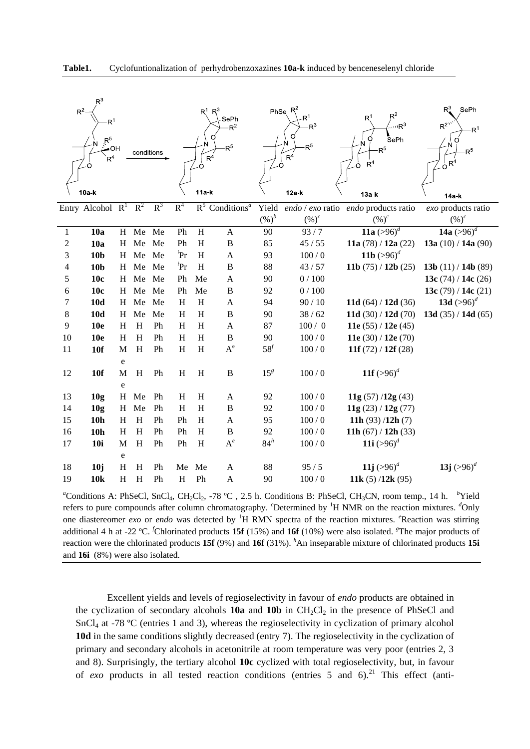**Table1.** Cyclofuntionalization of perhydrobenzoxazines **10a-k** induced by benceneselenyl chloride

| Entry | Alcohol | $R^1$ | $R^2$ | $R^3$ | $R^4$ | $R^5$ | Conditions[a] | Yield (%)[b] | *endo* / *exo* ratio (%)[c] | *endo* products ratio (%)[c] | *exo* products ratio (%)[c] |
|---|---|---|---|---|---|---|---|---|---|---|---|
| 1 | **10a** | H | Me | Me | Ph | H | A | 90 | 93 / 7 | **11a** (>96)[d] | **14a** (>96)[d] |
| 2 | **10a** | H | Me | Me | Ph | H | B | 85 | 45 / 55 | **11a** (78) / **12a** (22) | **13a** (10) / **14a** (90) |
| 3 | **10b** | H | Me | Me | $^i$Pr | H | A | 93 | 100 / 0 | **11b** (>96)[d] | |
| 4 | **10b** | H | Me | Me | $^i$Pr | H | B | 88 | 43 / 57 | **11b** (75) / **12b** (25) | **13b** (11) / **14b** (89) |
| 5 | **10c** | H | Me | Me | Ph | Me | A | 90 | 0 / 100 | | **13c** (74) / **14c** (26) |
| 6 | **10c** | H | Me | Me | Ph | Me | B | 92 | 0 / 100 | | **13c** (79) / **14c** (21) |
| 7 | **10d** | H | Me | Me | H | H | A | 94 | 90 / 10 | **11d** (64) / **12d** (36) | **13d** (>96)[d] |
| 8 | **10d** | H | Me | Me | H | H | B | 90 | 38 / 62 | **11d** (30) / **12d** (70) | **13d** (35) / **14d** (65) |
| 9 | **10e** | H | H | Ph | H | H | A | 87 | 100 / 0 | **11e** (55) / **12e** (45) | |
| 10 | **10e** | H | H | Ph | H | H | B | 90 | 100 / 0 | **11e** (30) / **12e** (70) | |
| 11 | **10f** | Me | H | Ph | H | H | A[e] | 58[f] | 100 / 0 | **11f** (72) / **12f** (28) | |
| 12 | **10f** | Me | H | Ph | H | H | B | 15[g] | 100 / 0 | **11f** (>96)[d] | |
| 13 | **10g** | H | Me | Ph | H | H | A | 92 | 100 / 0 | **11g** (57) /**12g** (43) | |
| 14 | **10g** | H | Me | Ph | H | H | B | 92 | 100 / 0 | **11g** (23) / **12g** (77) | |
| 15 | **10h** | H | H | Ph | Ph | H | A | 95 | 100 / 0 | **11h** (93) /**12h** (7) | |
| 16 | **10h** | H | H | Ph | Ph | H | B | 92 | 100 / 0 | **11h** (67) / **12h** (33) | |
| 17 | **10i** | Me | H | Ph | Ph | H | A[e] | 84[h] | 100 / 0 | **11i** (>96)[d] | |
| 18 | **10j** | H | H | Ph | Me | Me | A | 88 | 95 / 5 | **11j** (>96)[d] | **13j** (>96)[d] |
| 19 | **10k** | H | H | Ph | H | Ph | A | 90 | 100 / 0 | **11k** (5) /**12k** (95) | |

[a]Conditions A: PhSeCl, $SnCl_4$, $CH_2Cl_2$, -78 ºC , 2.5 h. Conditions B: PhSeCl, $CH_3CN$, room temp., 14 h. [b]Yield refers to pure compounds after column chromatography. [c]Determined by $^1$H NMR on the reaction mixtures. [d]Only one diastereomer *exo* or *endo* was detected by $^1$H RMN spectra of the reaction mixtures. [e]Reaction was stirring additional 4 h at -22 ºC. [f]Chlorinated products **15f** (15%) and **16f** (10%) were also isolated. [g]The major products of reaction were the chlorinated products **15f** (9%) and **16f** (31%). [h]An inseparable mixture of chlorinated products **15i** and **16i** (8%) were also isolated.

Excellent yields and levels of regioselectivity in favour of *endo* products are obtained in the cyclization of secondary alcohols **10a** and **10b** in $CH_2Cl_2$ in the presence of PhSeCl and $SnCl_4$ at -78 ºC (entries 1 and 3), whereas the regioselectivity in cyclization of primary alcohol **10d** in the same conditions slightly decreased (entry 7). The regioselectivity in the cyclization of primary and secondary alcohols in acetonitrile at room temperature was very poor (entries 2, 3 and 8). Surprisingly, the tertiary alcohol **10c** cyclized with total regioselectivity, but, in favour of *exo* products in all tested reaction conditions (entries 5 and 6).[21] This effect (anti-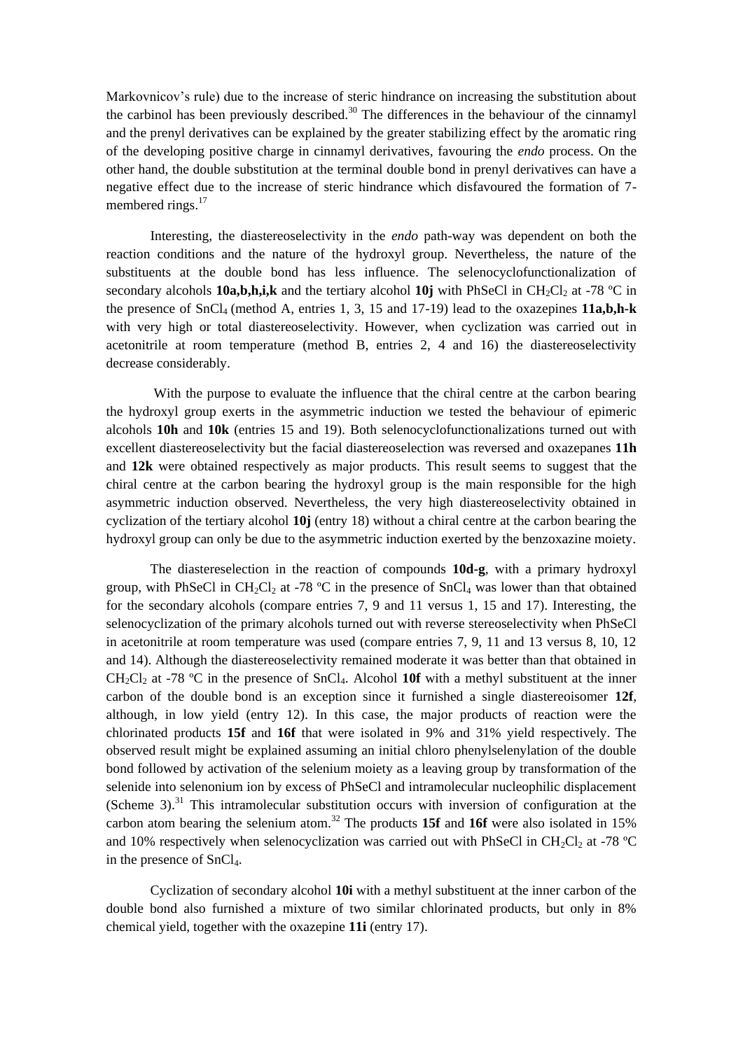Markovnicov's rule) due to the increase of steric hindrance on increasing the substitution about the carbinol has been previously described.[30] The differences in the behaviour of the cinnamyl and the prenyl derivatives can be explained by the greater stabilizing effect by the aromatic ring of the developing positive charge in cinnamyl derivatives, favouring the *endo* process. On the other hand, the double substitution at the terminal double bond in prenyl derivatives can have a negative effect due to the increase of steric hindrance which disfavoured the formation of 7-membered rings.[17]

Interesting, the diastereoselectivity in the *endo* path-way was dependent on both the reaction conditions and the nature of the hydroxyl group. Nevertheless, the nature of the substituents at the double bond has less influence. The selenocyclofunctionalization of secondary alcohols **10a,b,h,i,k** and the tertiary alcohol **10j** with PhSeCl in $CH_2Cl_2$ at -78 ºC in the presence of $SnCl_4$ (method A, entries 1, 3, 15 and 17-19) lead to the oxazepines **11a,b,h-k** with very high or total diastereoselectivity. However, when cyclization was carried out in acetonitrile at room temperature (method B, entries 2, 4 and 16) the diastereoselectivity decrease considerably.

With the purpose to evaluate the influence that the chiral centre at the carbon bearing the hydroxyl group exerts in the asymmetric induction we tested the behaviour of epimeric alcohols **10h** and **10k** (entries 15 and 19). Both selenocyclofunctionalizations turned out with excellent diastereoselectivity but the facial diastereoselection was reversed and oxazepanes **11h** and **12k** were obtained respectively as major products. This result seems to suggest that the chiral centre at the carbon bearing the hydroxyl group is the main responsible for the high asymmetric induction observed. Nevertheless, the very high diastereoselectivity obtained in cyclization of the tertiary alcohol **10j** (entry 18) without a chiral centre at the carbon bearing the hydroxyl group can only be due to the asymmetric induction exerted by the benzoxazine moiety.

The diastereselection in the reaction of compounds **10d-g**, with a primary hydroxyl group, with PhSeCl in $CH_2Cl_2$ at -78 ºC in the presence of $SnCl_4$ was lower than that obtained for the secondary alcohols (compare entries 7, 9 and 11 versus 1, 15 and 17). Interesting, the selenocyclization of the primary alcohols turned out with reverse stereoselectivity when PhSeCl in acetonitrile at room temperature was used (compare entries 7, 9, 11 and 13 versus 8, 10, 12 and 14). Although the diastereoselectivity remained moderate it was better than that obtained in $CH_2Cl_2$ at -78 ºC in the presence of $SnCl_4$. Alcohol **10f** with a methyl substituent at the inner carbon of the double bond is an exception since it furnished a single diastereoisomer **12f**, although, in low yield (entry 12). In this case, the major products of reaction were the chlorinated products **15f** and **16f** that were isolated in 9% and 31% yield respectively. The observed result might be explained assuming an initial chloro phenylselenylation of the double bond followed by activation of the selenium moiety as a leaving group by transformation of the selenide into selenonium ion by excess of PhSeCl and intramolecular nucleophilic displacement (Scheme 3).[31] This intramolecular substitution occurs with inversion of configuration at the carbon atom bearing the selenium atom.[32] The products **15f** and **16f** were also isolated in 15% and 10% respectively when selenocyclization was carried out with PhSeCl in $CH_2Cl_2$ at -78 ºC in the presence of $SnCl_4$.

Cyclization of secondary alcohol **10i** with a methyl substituent at the inner carbon of the double bond also furnished a mixture of two similar chlorinated products, but only in 8% chemical yield, together with the oxazepine **11i** (entry 17).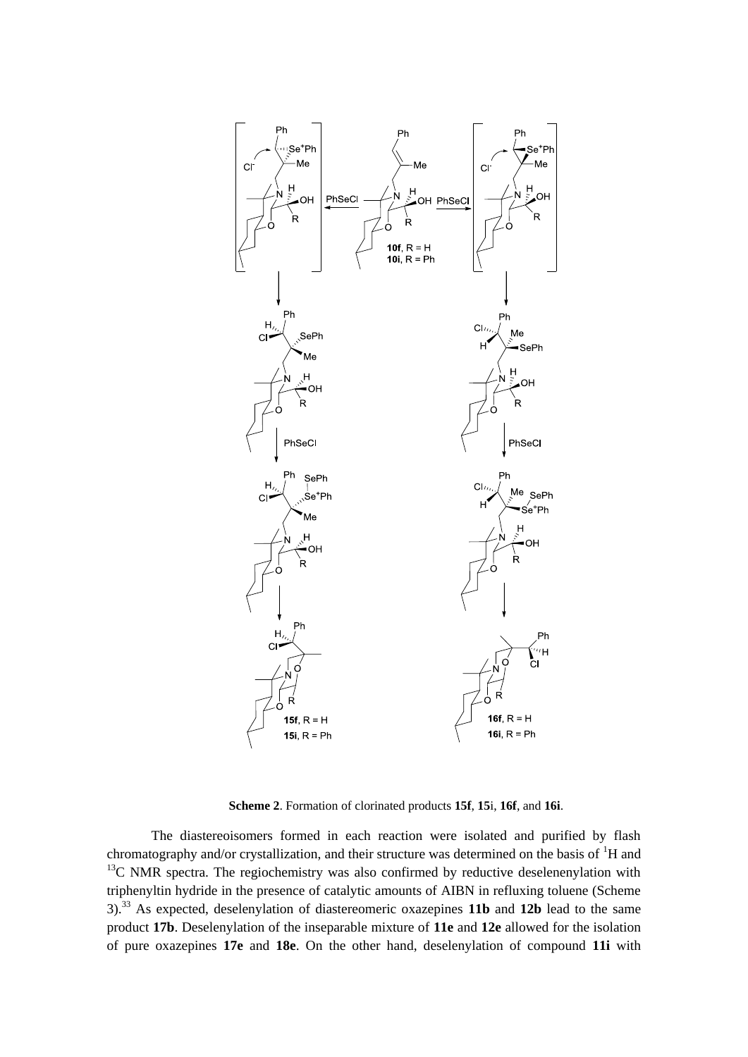**Scheme 2**. Formation of clorinated products **15f**, **15**i, **16f**, and **16i**.

The diastereoisomers formed in each reaction were isolated and purified by flash chromatography and/or crystallization, and their structure was determined on the basis of $^{1}$H and $^{13}$C NMR spectra. The regiochemistry was also confirmed by reductive deselenenylation with triphenyltin hydride in the presence of catalytic amounts of AIBN in refluxing toluene (Scheme 3).[33] As expected, deselenylation of diastereomeric oxazepines **11b** and **12b** lead to the same product **17b**. Deselenylation of the inseparable mixture of **11e** and **12e** allowed for the isolation of pure oxazepines **17e** and **18e**. On the other hand, deselenylation of compound **11i** with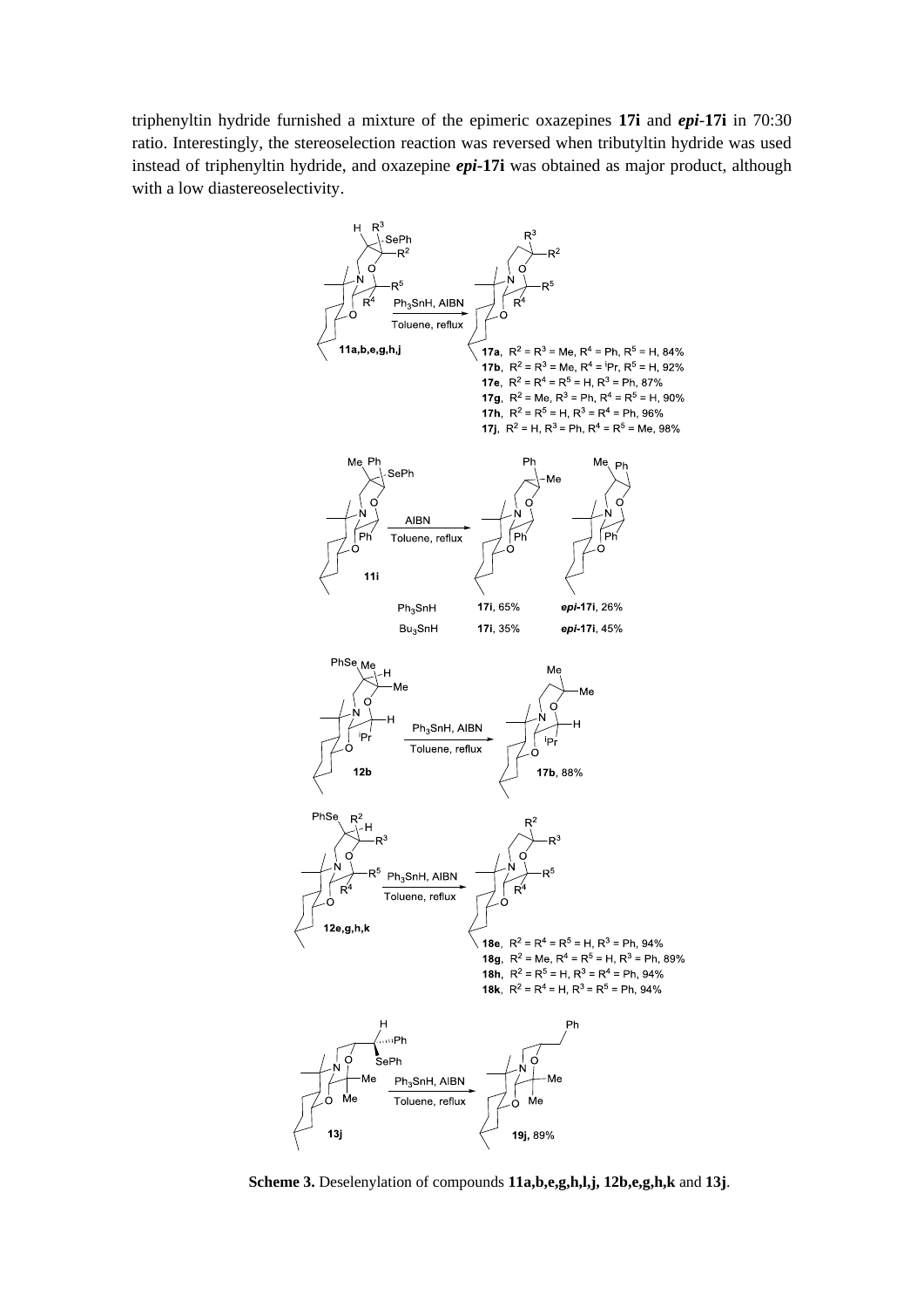triphenyltin hydride furnished a mixture of the epimeric oxazepines **17i** and ***epi*-17i** in 70:30 ratio. Interestingly, the stereoselection reaction was reversed when tributyltin hydride was used instead of triphenyltin hydride, and oxazepine ***epi*-17i** was obtained as major product, although with a low diastereoselectivity.

**Scheme 3.** Deselenylation of compounds **11a,b,e,g,h,l,j, 12b,e,g,h,k** and **13j**.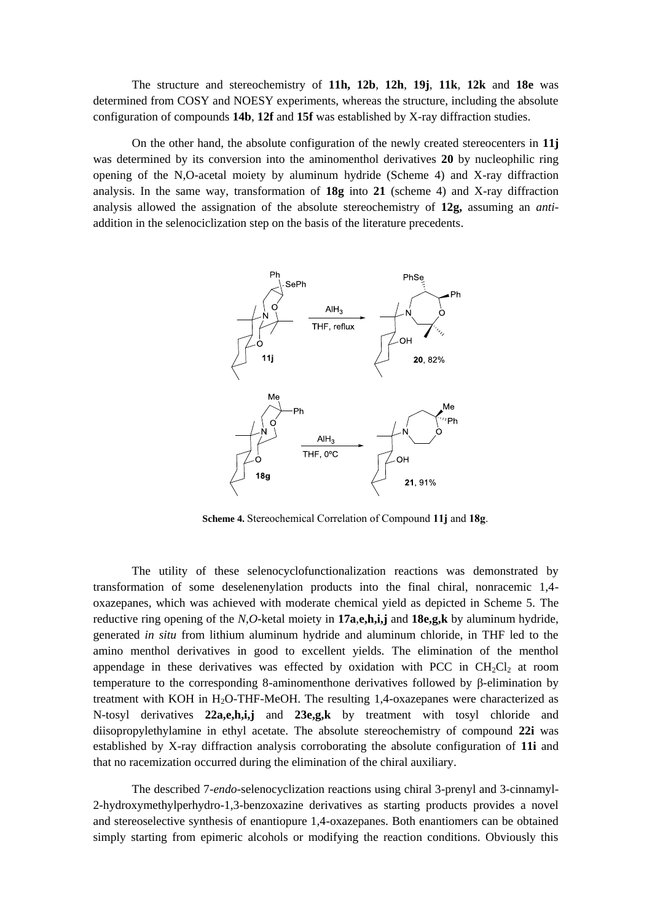The structure and stereochemistry of **11h, 12b**, **12h**, **19j**, **11k**, **12k** and **18e** was determined from COSY and NOESY experiments, whereas the structure, including the absolute configuration of compounds **14b**, **12f** and **15f** was established by X-ray diffraction studies.

On the other hand, the absolute configuration of the newly created stereocenters in **11j** was determined by its conversion into the aminomenthol derivatives **20** by nucleophilic ring opening of the N,O-acetal moiety by aluminum hydride (Scheme 4) and X-ray diffraction analysis. In the same way, transformation of **18g** into **21** (scheme 4) and X-ray diffraction analysis allowed the assignation of the absolute stereochemistry of **12g,** assuming an *anti*-addition in the selenociclization step on the basis of the literature precedents.

**Scheme 4.** Stereochemical Correlation of Compound **11j** and **18g**.

The utility of these selenocyclofunctionalization reactions was demonstrated by transformation of some deselenenylation products into the final chiral, nonracemic 1,4-oxazepanes, which was achieved with moderate chemical yield as depicted in Scheme 5. The reductive ring opening of the *N*,*O*-ketal moiety in **17a**,**e,h,i,j** and **18e,g,k** by aluminum hydride, generated *in situ* from lithium aluminum hydride and aluminum chloride, in THF led to the amino menthol derivatives in good to excellent yields. The elimination of the menthol appendage in these derivatives was effected by oxidation with PCC in $CH_2Cl_2$ at room temperature to the corresponding 8-aminomenthone derivatives followed by β-elimination by treatment with KOH in $H_2O$-THF-MeOH. The resulting 1,4-oxazepanes were characterized as N-tosyl derivatives **22a,e,h,i,j** and **23e,g,k** by treatment with tosyl chloride and diisopropylethylamine in ethyl acetate. The absolute stereochemistry of compound **22i** was established by X-ray diffraction analysis corroborating the absolute configuration of **11i** and that no racemization occurred during the elimination of the chiral auxiliary.

The described 7-*endo*-selenocyclization reactions using chiral 3-prenyl and 3-cinnamyl-2-hydroxymethylperhydro-1,3-benzoxazine derivatives as starting products provides a novel and stereoselective synthesis of enantiopure 1,4-oxazepanes. Both enantiomers can be obtained simply starting from epimeric alcohols or modifying the reaction conditions. Obviously this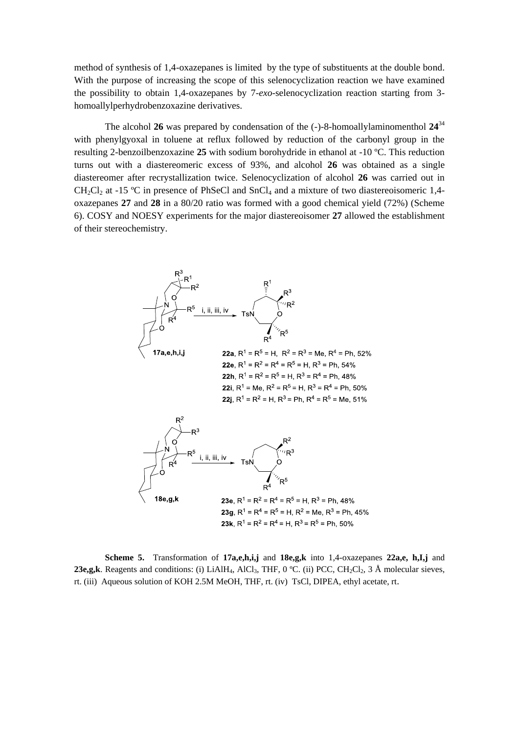method of synthesis of 1,4-oxazepanes is limited by the type of substituents at the double bond. With the purpose of increasing the scope of this selenocyclization reaction we have examined the possibility to obtain 1,4-oxazepanes by 7-*exo*-selenocyclization reaction starting from 3-homoallylperhydrobenzoxazine derivatives.

The alcohol **26** was prepared by condensation of the (-)-8-homoallylaminomenthol **24**[34] with phenylgyoxal in toluene at reflux followed by reduction of the carbonyl group in the resulting 2-benzoilbenzoxazine **25** with sodium borohydride in ethanol at -10 ºC. This reduction turns out with a diastereomeric excess of 93%, and alcohol **26** was obtained as a single diastereomer after recrystallization twice. Selenocyclization of alcohol **26** was carried out in $CH_2Cl_2$ at -15 ºC in presence of PhSeCl and $SnCl_4$ and a mixture of two diastereoisomeric 1,4-oxazepanes **27** and **28** in a 80/20 ratio was formed with a good chemical yield (72%) (Scheme 6). COSY and NOESY experiments for the major diastereoisomer **27** allowed the establishment of their stereochemistry.

**17a,e,h,i,j** → (i, ii, iii, iv) →

**22a**, $R^1 = R^5 = H$, $R^2 = R^3 = Me$, $R^4 = Ph$, 52%
**22e**, $R^1 = R^2 = R^4 = R^5 = H$, $R^3 = Ph$, 54%
**22h**, $R^1 = R^2 = R^5 = H$, $R^3 = R^4 = Ph$, 48%
**22i**, $R^1 = Me$, $R^2 = R^5 = H$, $R^3 = R^4 = Ph$, 50%
**22j**, $R^1 = R^2 = H$, $R^3 = Ph$, $R^4 = R^5 = Me$, 51%

**18e,g,k** → (i, ii, iii, iv) →

**23e**, $R^1 = R^2 = R^4 = R^5 = H$, $R^3 = Ph$, 48%
**23g**, $R^1 = R^4 = R^5 = H$, $R^2 = Me$, $R^3 = Ph$, 45%
**23k**, $R^1 = R^2 = R^4 = H$, $R^3 = R^5 = Ph$, 50%

**Scheme 5.** Transformation of **17a,e,h,i,j** and **18e,g,k** into 1,4-oxazepanes **22a,e, h,I,j** and **23e,g,k**. Reagents and conditions: (i) $LiAlH_4$, $AlCl_3$, THF, 0 ºC. (ii) PCC, $CH_2Cl_2$, 3 Å molecular sieves, rt. (iii) Aqueous solution of KOH 2.5M MeOH, THF, rt. (iv) TsCl, DIPEA, ethyl acetate, rt.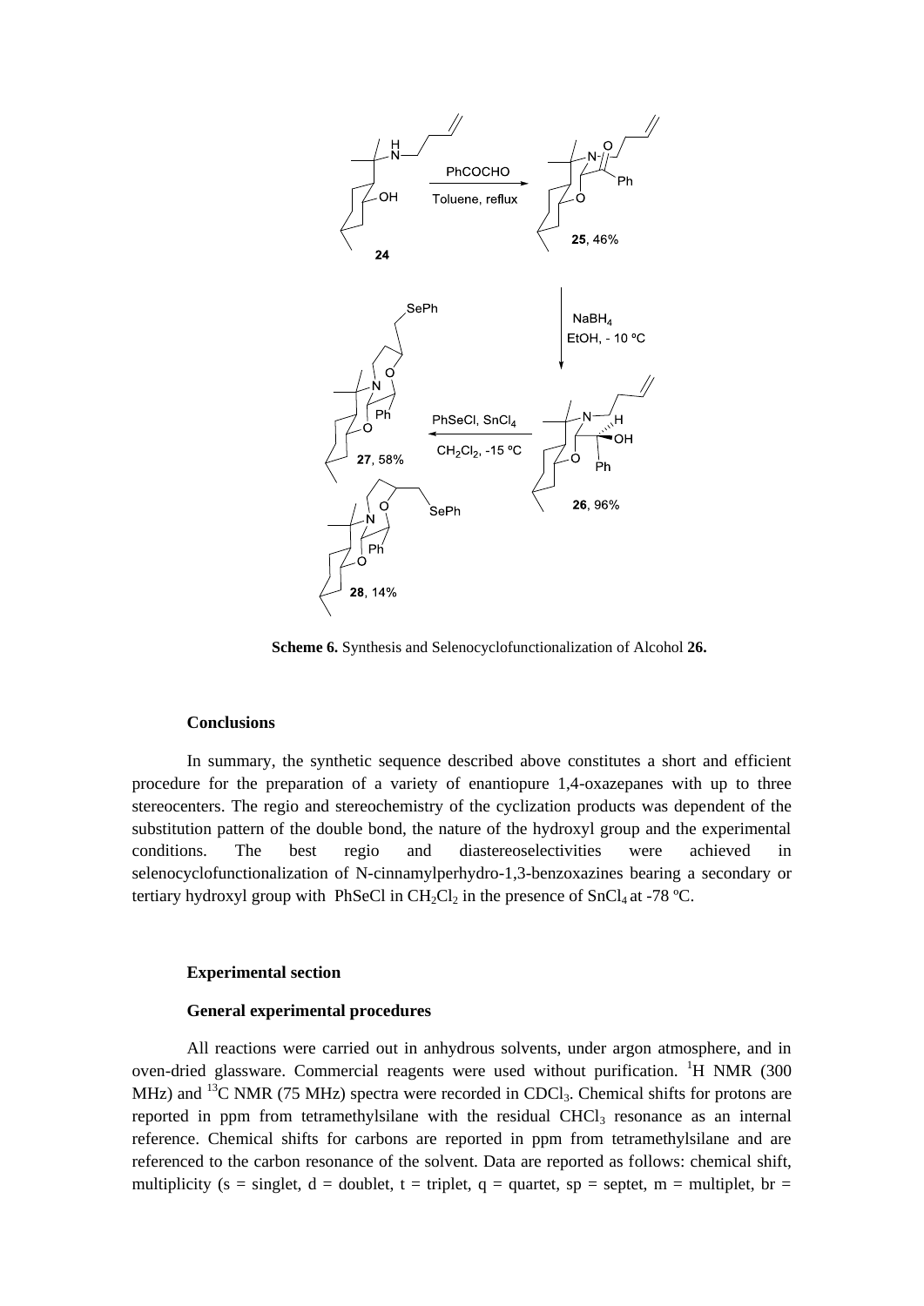**Scheme 6.** Synthesis and Selenocyclofunctionalization of Alcohol **26.**

**Conclusions**

In summary, the synthetic sequence described above constitutes a short and efficient procedure for the preparation of a variety of enantiopure 1,4-oxazepanes with up to three stereocenters. The regio and stereochemistry of the cyclization products was dependent of the substitution pattern of the double bond, the nature of the hydroxyl group and the experimental conditions. The best regio and diastereoselectivities were achieved in selenocyclofunctionalization of N-cinnamylperhydro-1,3-benzoxazines bearing a secondary or tertiary hydroxyl group with PhSeCl in $CH_2Cl_2$ in the presence of $SnCl_4$ at -78 ºC.

**Experimental section**

**General experimental procedures**

All reactions were carried out in anhydrous solvents, under argon atmosphere, and in oven-dried glassware. Commercial reagents were used without purification. $^1H$ NMR (300 MHz) and $^{13}C$ NMR (75 MHz) spectra were recorded in $CDCl_3$. Chemical shifts for protons are reported in ppm from tetramethylsilane with the residual $CHCl_3$ resonance as an internal reference. Chemical shifts for carbons are reported in ppm from tetramethylsilane and are referenced to the carbon resonance of the solvent. Data are reported as follows: chemical shift, multiplicity (s = singlet, d = doublet, t = triplet, q = quartet, sp = septet, m = multiplet, br =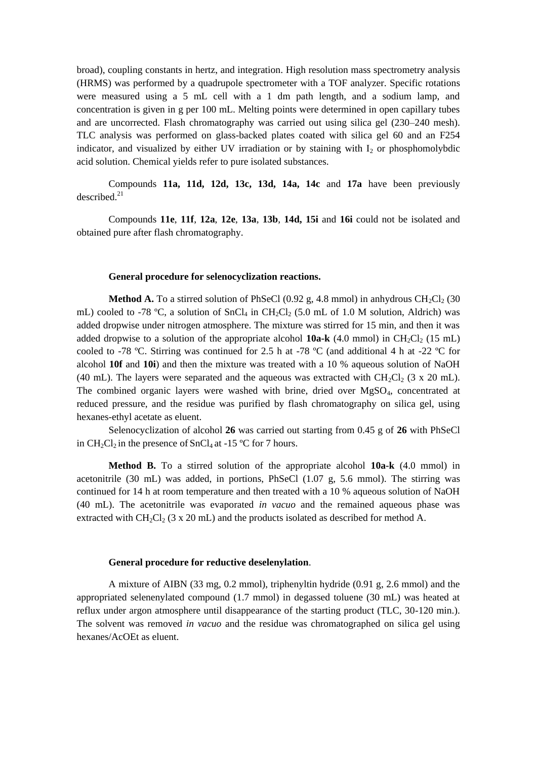broad), coupling constants in hertz, and integration. High resolution mass spectrometry analysis (HRMS) was performed by a quadrupole spectrometer with a TOF analyzer. Specific rotations were measured using a 5 mL cell with a 1 dm path length, and a sodium lamp, and concentration is given in g per 100 mL. Melting points were determined in open capillary tubes and are uncorrected. Flash chromatography was carried out using silica gel (230–240 mesh). TLC analysis was performed on glass-backed plates coated with silica gel 60 and an F254 indicator, and visualized by either UV irradiation or by staining with $I_2$ or phosphomolybdic acid solution. Chemical yields refer to pure isolated substances.

Compounds **11a, 11d, 12d, 13c, 13d, 14a, 14c** and **17a** have been previously described.[21]

Compounds **11e**, **11f**, **12a**, **12e**, **13a**, **13b**, **14d, 15i** and **16i** could not be isolated and obtained pure after flash chromatography.

**General procedure for selenocyclization reactions.**

**Method A.** To a stirred solution of PhSeCl (0.92 g, 4.8 mmol) in anhydrous $CH_2Cl_2$ (30 mL) cooled to -78 ºC, a solution of $SnCl_4$ in $CH_2Cl_2$ (5.0 mL of 1.0 M solution, Aldrich) was added dropwise under nitrogen atmosphere. The mixture was stirred for 15 min, and then it was added dropwise to a solution of the appropriate alcohol **10a-k** (4.0 mmol) in $CH_2Cl_2$ (15 mL) cooled to -78 ºC. Stirring was continued for 2.5 h at -78 ºC (and additional 4 h at -22 ºC for alcohol **10f** and **10i**) and then the mixture was treated with a 10 % aqueous solution of NaOH (40 mL). The layers were separated and the aqueous was extracted with $CH_2Cl_2$ (3 x 20 mL). The combined organic layers were washed with brine, dried over $MgSO_4$, concentrated at reduced pressure, and the residue was purified by flash chromatography on silica gel, using hexanes-ethyl acetate as eluent.

Selenocyclization of alcohol **26** was carried out starting from 0.45 g of **26** with PhSeCl in $CH_2Cl_2$ in the presence of $SnCl_4$ at -15 ºC for 7 hours.

**Method B.** To a stirred solution of the appropriate alcohol **10a-k** (4.0 mmol) in acetonitrile (30 mL) was added, in portions, PhSeCl (1.07 g, 5.6 mmol). The stirring was continued for 14 h at room temperature and then treated with a 10 % aqueous solution of NaOH (40 mL). The acetonitrile was evaporated *in vacuo* and the remained aqueous phase was extracted with $CH_2Cl_2$ (3 x 20 mL) and the products isolated as described for method A.

**General procedure for reductive deselenylation**.

A mixture of AIBN (33 mg, 0.2 mmol), triphenyltin hydride (0.91 g, 2.6 mmol) and the appropriated selenenylated compound (1.7 mmol) in degassed toluene (30 mL) was heated at reflux under argon atmosphere until disappearance of the starting product (TLC, 30-120 min.). The solvent was removed *in vacuo* and the residue was chromatographed on silica gel using hexanes/AcOEt as eluent.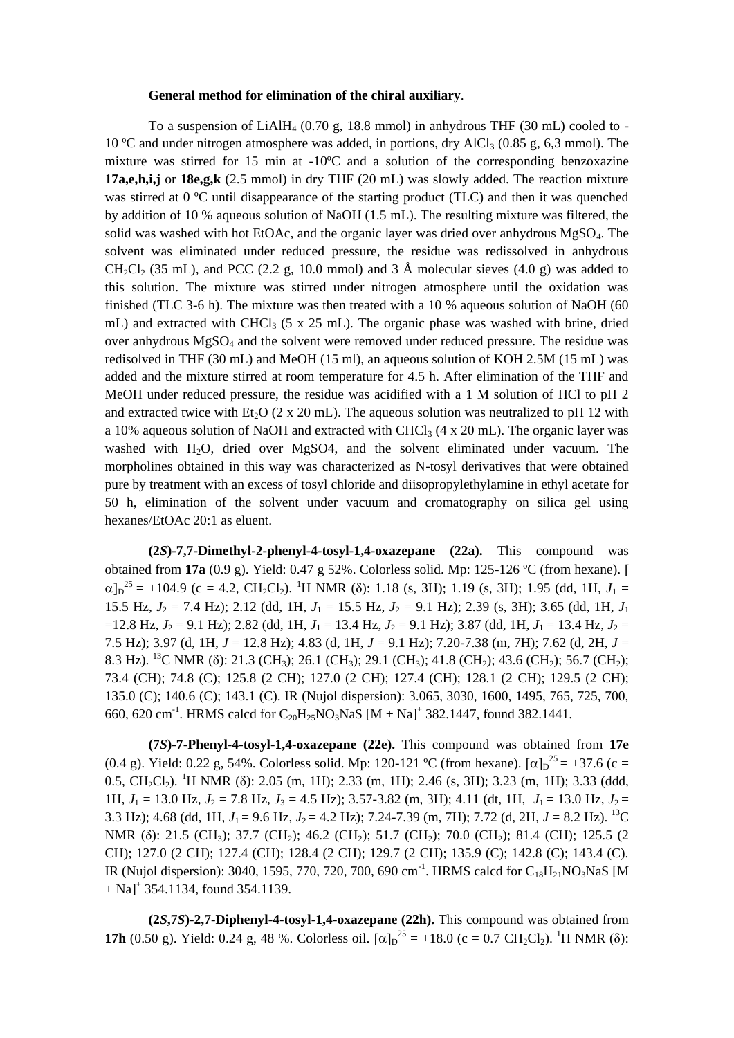**General method for elimination of the chiral auxiliary**.

To a suspension of $LiAlH_4$ (0.70 g, 18.8 mmol) in anhydrous THF (30 mL) cooled to -10 ºC and under nitrogen atmosphere was added, in portions, dry $AlCl_3$ (0.85 g, 6,3 mmol). The mixture was stirred for 15 min at -10ºC and a solution of the corresponding benzoxazine **17a,e,h,i,j** or **18e,g,k** (2.5 mmol) in dry THF (20 mL) was slowly added. The reaction mixture was stirred at 0 ºC until disappearance of the starting product (TLC) and then it was quenched by addition of 10 % aqueous solution of NaOH (1.5 mL). The resulting mixture was filtered, the solid was washed with hot EtOAc, and the organic layer was dried over anhydrous $MgSO_4$. The solvent was eliminated under reduced pressure, the residue was redissolved in anhydrous $CH_2Cl_2$ (35 mL), and PCC (2.2 g, 10.0 mmol) and 3 Å molecular sieves (4.0 g) was added to this solution. The mixture was stirred under nitrogen atmosphere until the oxidation was finished (TLC 3-6 h). The mixture was then treated with a 10 % aqueous solution of NaOH (60 mL) and extracted with $CHCl_3$ (5 x 25 mL). The organic phase was washed with brine, dried over anhydrous $MgSO_4$ and the solvent were removed under reduced pressure. The residue was redisolved in THF (30 mL) and MeOH (15 ml), an aqueous solution of KOH 2.5M (15 mL) was added and the mixture stirred at room temperature for 4.5 h. After elimination of the THF and MeOH under reduced pressure, the residue was acidified with a 1 M solution of HCl to pH 2 and extracted twice with $Et_2O$ (2 x 20 mL). The aqueous solution was neutralized to pH 12 with a 10% aqueous solution of NaOH and extracted with $CHCl_3$ (4 x 20 mL). The organic layer was washed with $H_2O$, dried over MgSO4, and the solvent eliminated under vacuum. The morpholines obtained in this way was characterized as N-tosyl derivatives that were obtained pure by treatment with an excess of tosyl chloride and diisopropylethylamine in ethyl acetate for 50 h, elimination of the solvent under vacuum and cromatography on silica gel using hexanes/EtOAc 20:1 as eluent.

**(2*S*)-7,7-Dimethyl-2-phenyl-4-tosyl-1,4-oxazepane (22a).** This compound was obtained from **17a** (0.9 g). Yield: 0.47 g 52%. Colorless solid. Mp: 125-126 ºC (from hexane). $[\alpha]_D^{25}$ = +104.9 (c = 4.2, $CH_2Cl_2$). $^1H$ NMR (δ): 1.18 (s, 3H); 1.19 (s, 3H); 1.95 (dd, 1H, $J_1$ = 15.5 Hz, $J_2$ = 7.4 Hz); 2.12 (dd, 1H, $J_1$ = 15.5 Hz, $J_2$ = 9.1 Hz); 2.39 (s, 3H); 3.65 (dd, 1H, $J_1$ =12.8 Hz, $J_2$ = 9.1 Hz); 2.82 (dd, 1H, $J_1$ = 13.4 Hz, $J_2$ = 9.1 Hz); 3.87 (dd, 1H, $J_1$ = 13.4 Hz, $J_2$ = 7.5 Hz); 3.97 (d, 1H, $J$ = 12.8 Hz); 4.83 (d, 1H, $J$ = 9.1 Hz); 7.20-7.38 (m, 7H); 7.62 (d, 2H, $J$ = 8.3 Hz). $^{13}C$ NMR (δ): 21.3 ($CH_3$); 26.1 ($CH_3$); 29.1 ($CH_3$); 41.8 ($CH_2$); 43.6 ($CH_2$); 56.7 ($CH_2$); 73.4 (CH); 74.8 (C); 125.8 (2 CH); 127.0 (2 CH); 127.4 (CH); 128.1 (2 CH); 129.5 (2 CH); 135.0 (C); 140.6 (C); 143.1 (C). IR (Nujol dispersion): 3.065, 3030, 1600, 1495, 765, 725, 700, 660, 620 $cm^{-1}$. HRMS calcd for $C_{20}H_{25}NO_3NaS$ $[M + Na]^+$ 382.1447, found 382.1441.

**(7*S*)-7-Phenyl-4-tosyl-1,4-oxazepane (22e).** This compound was obtained from **17e** (0.4 g). Yield: 0.22 g, 54%. Colorless solid. Mp: 120-121 ºC (from hexane). $[\alpha]_D^{25}$ = +37.6 (c = 0.5, $CH_2Cl_2$). $^1H$ NMR (δ): 2.05 (m, 1H); 2.33 (m, 1H); 2.46 (s, 3H); 3.23 (m, 1H); 3.33 (ddd, 1H, $J_1$ = 13.0 Hz, $J_2$ = 7.8 Hz, $J_3$ = 4.5 Hz); 3.57-3.82 (m, 3H); 4.11 (dt, 1H, $J_1$ = 13.0 Hz, $J_2$ = 3.3 Hz); 4.68 (dd, 1H, $J_1$ = 9.6 Hz, $J_2$ = 4.2 Hz); 7.24-7.39 (m, 7H); 7.72 (d, 2H, $J$ = 8.2 Hz). $^{13}C$ NMR (δ): 21.5 ($CH_3$); 37.7 ($CH_2$); 46.2 ($CH_2$); 51.7 ($CH_2$); 70.0 ($CH_2$); 81.4 (CH); 125.5 (2 CH); 127.0 (2 CH); 127.4 (CH); 128.4 (2 CH); 129.7 (2 CH); 135.9 (C); 142.8 (C); 143.4 (C). IR (Nujol dispersion): 3040, 1595, 770, 720, 700, 690 $cm^{-1}$. HRMS calcd for $C_{18}H_{21}NO_3NaS$ $[M + Na]^+$ 354.1134, found 354.1139.

**(2*S*,7*S*)-2,7-Diphenyl-4-tosyl-1,4-oxazepane (22h).** This compound was obtained from **17h** (0.50 g). Yield: 0.24 g, 48 %. Colorless oil. $[\alpha]_D^{25}$ = +18.0 (c = 0.7 $CH_2Cl_2$). $^1H$ NMR (δ):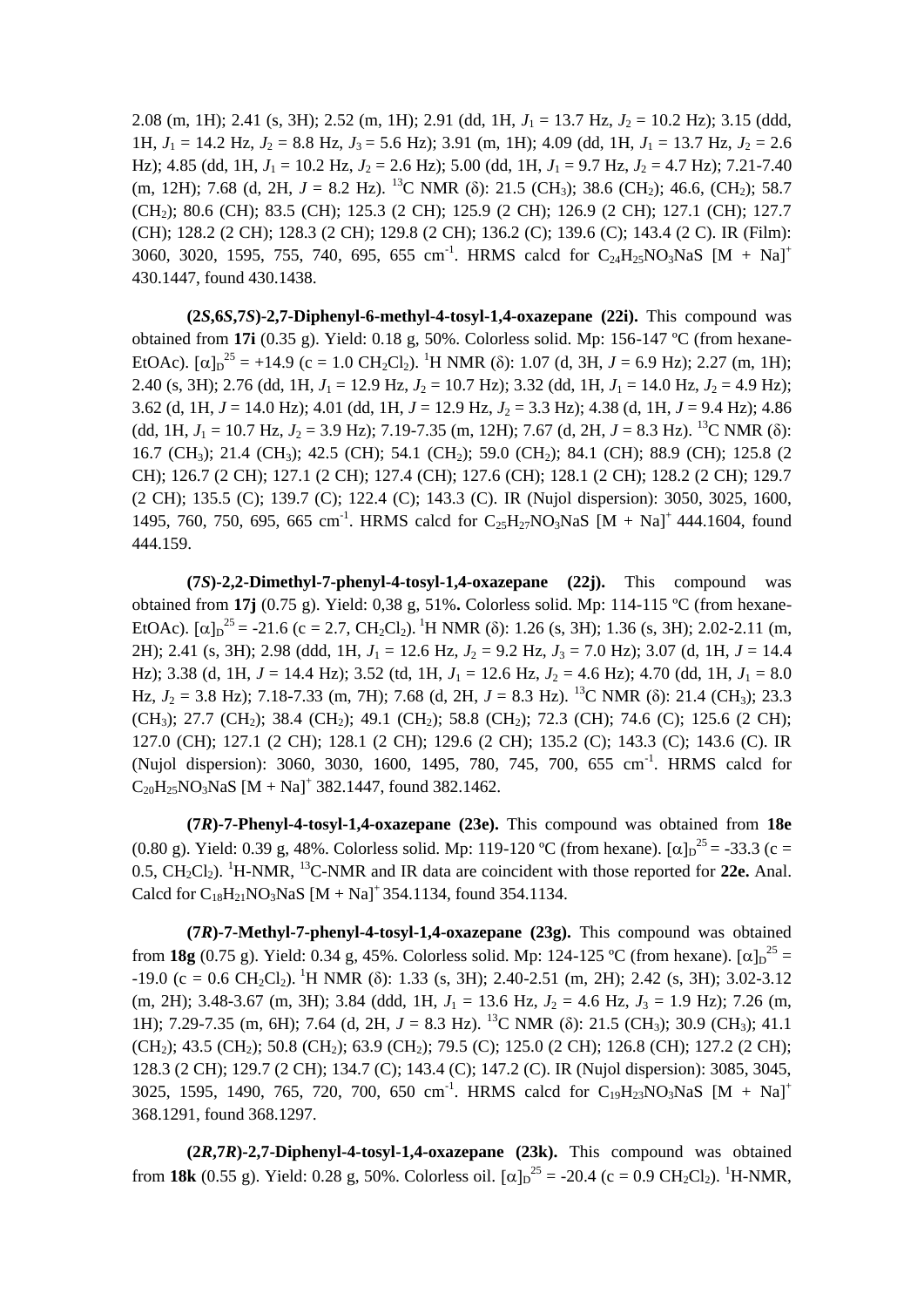2.08 (m, 1H); 2.41 (s, 3H); 2.52 (m, 1H); 2.91 (dd, 1H, $J_1$ = 13.7 Hz, $J_2$ = 10.2 Hz); 3.15 (ddd, 1H, $J_1$ = 14.2 Hz, $J_2$ = 8.8 Hz, $J_3$ = 5.6 Hz); 3.91 (m, 1H); 4.09 (dd, 1H, $J_1$ = 13.7 Hz, $J_2$ = 2.6 Hz); 4.85 (dd, 1H, $J_1$ = 10.2 Hz, $J_2$ = 2.6 Hz); 5.00 (dd, 1H, $J_1$ = 9.7 Hz, $J_2$ = 4.7 Hz); 7.21-7.40 (m, 12H); 7.68 (d, 2H, $J$ = 8.2 Hz). $^{13}$C NMR (δ): 21.5 ($CH_3$); 38.6 ($CH_2$); 46.6, ($CH_2$); 58.7 ($CH_2$); 80.6 (CH); 83.5 (CH); 125.3 (2 CH); 125.9 (2 CH); 126.9 (2 CH); 127.1 (CH); 127.7 (CH); 128.2 (2 CH); 128.3 (2 CH); 129.8 (2 CH); 136.2 (C); 139.6 (C); 143.4 (2 C). IR (Film): 3060, 3020, 1595, 755, 740, 695, 655 cm$^{-1}$. HRMS calcd for $C_{24}H_{25}NO_3NaS$ [M + Na]$^+$ 430.1447, found 430.1438.

**(2*S*,6*S*,7*S*)-2,7-Diphenyl-6-methyl-4-tosyl-1,4-oxazepane (22i).** This compound was obtained from **17i** (0.35 g). Yield: 0.18 g, 50%. Colorless solid. Mp: 156-147 ºC (from hexane-EtOAc). $[\alpha]_D^{25}$ = +14.9 (c = 1.0 $CH_2Cl_2$). $^1$H NMR (δ): 1.07 (d, 3H, $J$ = 6.9 Hz); 2.27 (m, 1H); 2.40 (s, 3H); 2.76 (dd, 1H, $J_1$ = 12.9 Hz, $J_2$ = 10.7 Hz); 3.32 (dd, 1H, $J_1$ = 14.0 Hz, $J_2$ = 4.9 Hz); 3.62 (d, 1H, $J$ = 14.0 Hz); 4.01 (dd, 1H, $J$ = 12.9 Hz, $J_2$ = 3.3 Hz); 4.38 (d, 1H, $J$ = 9.4 Hz); 4.86 (dd, 1H, $J_1$ = 10.7 Hz, $J_2$ = 3.9 Hz); 7.19-7.35 (m, 12H); 7.67 (d, 2H, $J$ = 8.3 Hz). $^{13}$C NMR (δ): 16.7 ($CH_3$); 21.4 ($CH_3$); 42.5 (CH); 54.1 ($CH_2$); 59.0 ($CH_2$); 84.1 (CH); 88.9 (CH); 125.8 (2 CH); 126.7 (2 CH); 127.1 (2 CH); 127.4 (CH); 127.6 (CH); 128.1 (2 CH); 128.2 (2 CH); 129.7 (2 CH); 135.5 (C); 139.7 (C); 122.4 (C); 143.3 (C). IR (Nujol dispersion): 3050, 3025, 1600, 1495, 760, 750, 695, 665 cm$^{-1}$. HRMS calcd for $C_{25}H_{27}NO_3NaS$ [M + Na]$^+$ 444.1604, found 444.159.

**(7*S*)-2,2-Dimethyl-7-phenyl-4-tosyl-1,4-oxazepane (22j).** This compound was obtained from **17j** (0.75 g). Yield: 0,38 g, 51%**.** Colorless solid. Mp: 114-115 ºC (from hexane-EtOAc). $[\alpha]_D^{25}$ = -21.6 (c = 2.7, $CH_2Cl_2$). $^1$H NMR (δ): 1.26 (s, 3H); 1.36 (s, 3H); 2.02-2.11 (m, 2H); 2.41 (s, 3H); 2.98 (ddd, 1H, $J_1$ = 12.6 Hz, $J_2$ = 9.2 Hz, $J_3$ = 7.0 Hz); 3.07 (d, 1H, $J$ = 14.4 Hz); 3.38 (d, 1H, $J$ = 14.4 Hz); 3.52 (td, 1H, $J_1$ = 12.6 Hz, $J_2$ = 4.6 Hz); 4.70 (dd, 1H, $J_1$ = 8.0 Hz, $J_2$ = 3.8 Hz); 7.18-7.33 (m, 7H); 7.68 (d, 2H, $J$ = 8.3 Hz). $^{13}$C NMR (δ): 21.4 ($CH_3$); 23.3 ($CH_3$); 27.7 ($CH_2$); 38.4 ($CH_2$); 49.1 ($CH_2$); 58.8 ($CH_2$); 72.3 (CH); 74.6 (C); 125.6 (2 CH); 127.0 (CH); 127.1 (2 CH); 128.1 (2 CH); 129.6 (2 CH); 135.2 (C); 143.3 (C); 143.6 (C). IR (Nujol dispersion): 3060, 3030, 1600, 1495, 780, 745, 700, 655 cm$^{-1}$. HRMS calcd for $C_{20}H_{25}NO_3NaS$ [M + Na]$^+$ 382.1447, found 382.1462.

**(7*R*)-7-Phenyl-4-tosyl-1,4-oxazepane (23e).** This compound was obtained from **18e** (0.80 g). Yield: 0.39 g, 48%. Colorless solid. Mp: 119-120 ºC (from hexane). $[\alpha]_D^{25}$ = -33.3 (c = 0.5, $CH_2Cl_2$). $^1$H-NMR, $^{13}$C-NMR and IR data are coincident with those reported for **22e.** Anal. Calcd for $C_{18}H_{21}NO_3NaS$ [M + Na]$^+$ 354.1134, found 354.1134.

**(7*R*)-7-Methyl-7-phenyl-4-tosyl-1,4-oxazepane (23g).** This compound was obtained from **18g** (0.75 g). Yield: 0.34 g, 45%. Colorless solid. Mp: 124-125 ºC (from hexane). $[\alpha]_D^{25}$ = -19.0 (c = 0.6 $CH_2Cl_2$). $^1$H NMR (δ): 1.33 (s, 3H); 2.40-2.51 (m, 2H); 2.42 (s, 3H); 3.02-3.12 (m, 2H); 3.48-3.67 (m, 3H); 3.84 (ddd, 1H, $J_1$ = 13.6 Hz, $J_2$ = 4.6 Hz, $J_3$ = 1.9 Hz); 7.26 (m, 1H); 7.29-7.35 (m, 6H); 7.64 (d, 2H, $J$ = 8.3 Hz). $^{13}$C NMR (δ): 21.5 ($CH_3$); 30.9 ($CH_3$); 41.1 ($CH_2$); 43.5 ($CH_2$); 50.8 ($CH_2$); 63.9 ($CH_2$); 79.5 (C); 125.0 (2 CH); 126.8 (CH); 127.2 (2 CH); 128.3 (2 CH); 129.7 (2 CH); 134.7 (C); 143.4 (C); 147.2 (C). IR (Nujol dispersion): 3085, 3045, 3025, 1595, 1490, 765, 720, 700, 650 cm$^{-1}$. HRMS calcd for $C_{19}H_{23}NO_3NaS$ [M + Na]$^+$ 368.1291, found 368.1297.

**(2*R*,7*R*)-2,7-Diphenyl-4-tosyl-1,4-oxazepane (23k).** This compound was obtained from **18k** (0.55 g). Yield: 0.28 g, 50%. Colorless oil. $[\alpha]_D^{25}$ = -20.4 (c = 0.9 $CH_2Cl_2$). $^1$H-NMR,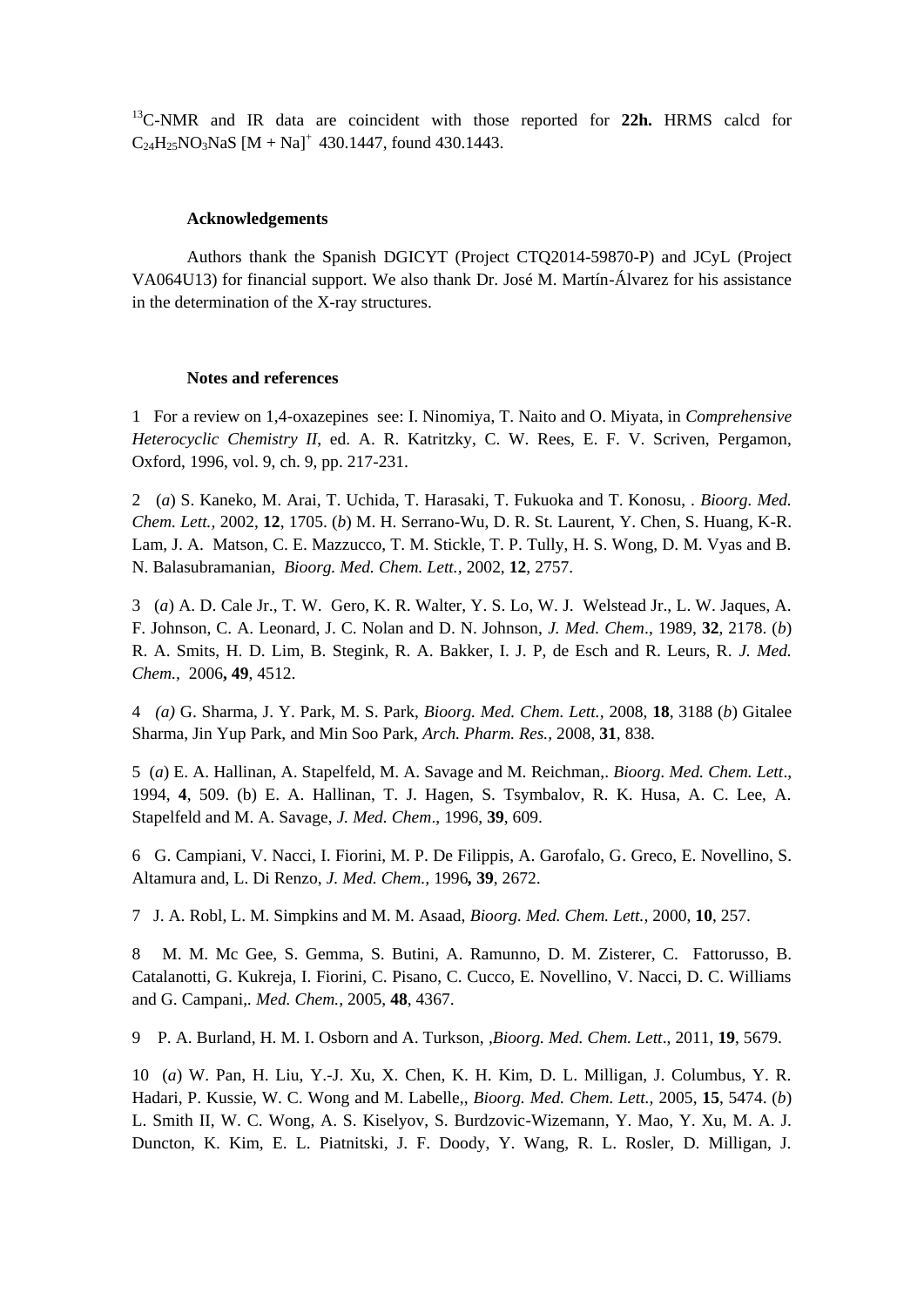$^{13}$C-NMR and IR data are coincident with those reported for **22h.** HRMS calcd for $C_{24}H_{25}NO_3NaS$ $[M + Na]^+$ 430.1447, found 430.1443.

### Acknowledgements

Authors thank the Spanish DGICYT (Project CTQ2014-59870-P) and JCyL (Project VA064U13) for financial support. We also thank Dr. José M. Martín-Álvarez for his assistance in the determination of the X-ray structures.

### Notes and references

1 For a review on 1,4-oxazepines see: I. Ninomiya, T. Naito and O. Miyata, in *Comprehensive Heterocyclic Chemistry II*, ed. A. R. Katritzky, C. W. Rees, E. F. V. Scriven, Pergamon, Oxford, 1996, vol. 9, ch. 9, pp. 217-231.

2 (*a*) S. Kaneko, M. Arai, T. Uchida, T. Harasaki, T. Fukuoka and T. Konosu, . *Bioorg. Med. Chem. Lett.*, 2002, **12**, 1705. (*b*) M. H. Serrano-Wu, D. R. St. Laurent, Y. Chen, S. Huang, K-R. Lam, J. A. Matson, C. E. Mazzucco, T. M. Stickle, T. P. Tully, H. S. Wong, D. M. Vyas and B. N. Balasubramanian, *Bioorg. Med. Chem. Lett.*, 2002, **12**, 2757.

3 (*a*) A. D. Cale Jr., T. W. Gero, K. R. Walter, Y. S. Lo, W. J. Welstead Jr., L. W. Jaques, A. F. Johnson, C. A. Leonard, J. C. Nolan and D. N. Johnson, *J. Med. Chem*., 1989, **32**, 2178. (*b*) R. A. Smits, H. D. Lim, B. Stegink, R. A. Bakker, I. J. P, de Esch and R. Leurs, R. *J. Med. Chem.*, 2006**, 49**, 4512.

4 *(a)* G. Sharma, J. Y. Park, M. S. Park, *Bioorg. Med. Chem. Lett.*, 2008, **18**, 3188 (*b*) Gitalee Sharma, Jin Yup Park, and Min Soo Park, *Arch. Pharm. Res.*, 2008, **31**, 838.

5 (*a*) E. A. Hallinan, A. Stapelfeld, M. A. Savage and M. Reichman,. *Bioorg. Med. Chem. Lett*., 1994, **4**, 509. (b) E. A. Hallinan, T. J. Hagen, S. Tsymbalov, R. K. Husa, A. C. Lee, A. Stapelfeld and M. A. Savage, *J. Med. Chem*., 1996, **39**, 609.

6 G. Campiani, V. Nacci, I. Fiorini, M. P. De Filippis, A. Garofalo, G. Greco, E. Novellino, S. Altamura and, L. Di Renzo, *J. Med. Chem.*, 1996*,* **39**, 2672.

7 J. A. Robl, L. M. Simpkins and M. M. Asaad, *Bioorg. Med. Chem. Lett.*, 2000, **10**, 257.

8 M. M. Mc Gee, S. Gemma, S. Butini, A. Ramunno, D. M. Zisterer, C. Fattorusso, B. Catalanotti, G. Kukreja, I. Fiorini, C. Pisano, C. Cucco, E. Novellino, V. Nacci, D. C. Williams and G. Campani,. *Med. Chem.*, 2005, **48**, 4367.

9 P. A. Burland, H. M. I. Osborn and A. Turkson, *,Bioorg. Med. Chem. Lett*., 2011, **19**, 5679.

10 (*a*) W. Pan, H. Liu, Y.-J. Xu, X. Chen, K. H. Kim, D. L. Milligan, J. Columbus, Y. R. Hadari, P. Kussie, W. C. Wong and M. Labelle,, *Bioorg. Med. Chem. Lett.*, 2005, **15**, 5474. (*b*) L. Smith II, W. C. Wong, A. S. Kiselyov, S. Burdzovic-Wizemann, Y. Mao, Y. Xu, M. A. J. Duncton, K. Kim, E. L. Piatnitski, J. F. Doody, Y. Wang, R. L. Rosler, D. Milligan, J.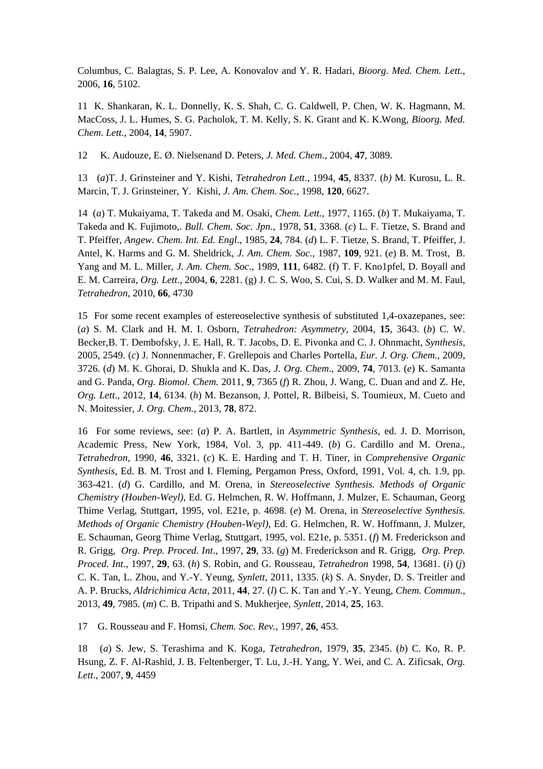Columbus, C. Balagtas, S. P. Lee, A. Konovalov and Y. R. Hadari, *Bioorg. Med. Chem. Lett.*, 2006, **16**, 5102.

11 K. Shankaran, K. L. Donnelly, K. S. Shah, C. G. Caldwell, P. Chen, W. K. Hagmann, M. MacCoss, J. L. Humes, S. G. Pacholok, T. M. Kelly, S. K. Grant and K. K.Wong, *Bioorg. Med. Chem. Lett.*, 2004, **14**, 5907.

12 K. Audouze, E. Ø. Nielsenand D. Peters, *J. Med. Chem*., 2004, **47**, 3089.

13 (*a*)T. J. Grinsteiner and Y. Kishi, *Tetrahedron Lett*., 1994, **45**, 8337. (*b)* M. Kurosu, L. R. Marcin, T. J. Grinsteiner, Y. Kishi, *J. Am. Chem. Soc.*, 1998, **120**, 6627.

14 (*a*) T. Mukaiyama, T. Takeda and M. Osaki, *Chem. Lett.*, 1977, 1165. (*b*) T. Mukaiyama, T. Takeda and K. Fujimoto,. *Bull. Chem. Soc. Jpn*., 1978, **51**, 3368. (*c*) L. F. Tietze, S. Brand and T. Pfeiffer, *Angew. Chem. Int. Ed. Engl*., 1985, **24**, 784. (*d*) L. F. Tietze, S. Brand, T. Pfeiffer, J. Antel, K. Harms and G. M. Sheldrick, *J. Am. Chem. Soc.*, 1987, **109**, 921. (*e*) B. M. Trost, B. Yang and M. L. Miller, *J. Am. Chem. Soc*., 1989, **111**, 6482. (f) T. F. Kno1pfel, D. Boyall and E. M. Carreira, *Org. Lett*., 2004, **6**, 2281. (g) J. C. S. Woo, S. Cui, S. D. Walker and M. M. Faul, *Tetrahedron*, 2010, **66**, 4730

15 For some recent examples of estereoselective synthesis of substituted 1,4-oxazepanes, see: (*a*) S. M. Clark and H. M. I. Osborn, *Tetrahedron: Asymmetry*, 2004, **15**, 3643. (*b*) C. W. Becker,B. T. Dembofsky, J. E. Hall, R. T. Jacobs, D. E. Pivonka and C. J. Ohnmacht, *Synthesis*, 2005, 2549. (*c*) J. Nonnenmacher, F. Grellepois and Charles Portella, *Eur. J. Org. Chem.*, 2009, 3726. (*d*) M. K. Ghorai, D. Shukla and K. Das, *J. Org. Chem*., 2009, **74**, 7013. (*e*) K. Samanta and G. Panda, *Org. Biomol. Chem.* 2011, **9**, 7365 (*f*) R. Zhou, J. Wang, C. Duan and and Z. He, *Org. Lett*., 2012, **14**, 6134. (*h*) M. Bezanson, J. Pottel, R. Bilbeisi, S. Toumieux, M. Cueto and N. Moitessier, *J. Org. Chem.*, 2013, **78**, 872.

16 For some reviews, see: (*a*) P. A. Bartlett, in *Asymmetric Synthesis*, ed. J. D. Morrison, Academic Press, New York, 1984, Vol. 3, pp. 411-449. (*b*) G. Cardillo and M. Orena., *Tetrahedron*, 1990, **46**, 3321. (*c*) K. E. Harding and T. H. Tiner, in *Comprehensive Organic Synthesis*, Ed. B. M. Trost and I. Fleming, Pergamon Press, Oxford, 1991, Vol. 4, ch. 1.9, pp. 363-421. (*d*) G. Cardillo, and M. Orena, in *Stereoselective Synthesis. Methods of Organic Chemistry (Houben-Weyl)*, Ed. G. Helmchen, R. W. Hoffmann, J. Mulzer, E. Schauman, Georg Thime Verlag, Stuttgart, 1995, vol. E21e, p. 4698. (*e*) M. Orena, in *Stereoselective Synthesis. Methods of Organic Chemistry (Houben-Weyl)*, Ed. G. Helmchen, R. W. Hoffmann, J. Mulzer, E. Schauman, Georg Thime Verlag, Stuttgart, 1995, vol. E21e, p. 5351. (*f*) M. Frederickson and R. Grigg, *Org. Prep. Proced. Int*., 1997, **29**, 33. (*g*) M. Frederickson and R. Grigg, *Org. Prep. Proced. Int*., 1997, **29**, 63. (*h*) S. Robin, and G. Rousseau, *Tetrahedron* 1998, **54**, 13681. (*i*) (*j*) C. K. Tan, L. Zhou, and Y.-Y. Yeung, *Synlett*, 2011, 1335. (*k*) S. A. Snyder, D. S. Treitler and A. P. Brucks, *Aldrichimica Acta*, 2011, **44**, 27. (*l*) C. K. Tan and Y.-Y. Yeung, *Chem. Commun.*, 2013, **49**, 7985. (*m*) C. B. Tripathi and S. Mukherjee, *Synlett*, 2014, **25**, 163.

17 G. Rousseau and F. Homsi, *Chem. Soc. Rev.*, 1997, **26**, 453.

18 (*a*) S. Jew, S. Terashima and K. Koga, *Tetrahedron*, 1979, **35**, 2345. (*b*) C. Ko, R. P. Hsung, Z. F. Al-Rashid, J. B. Feltenberger, T. Lu, J.-H. Yang, Y. Wei, and C. A. Zificsak, *Org. Lett*., 2007, **9**, 4459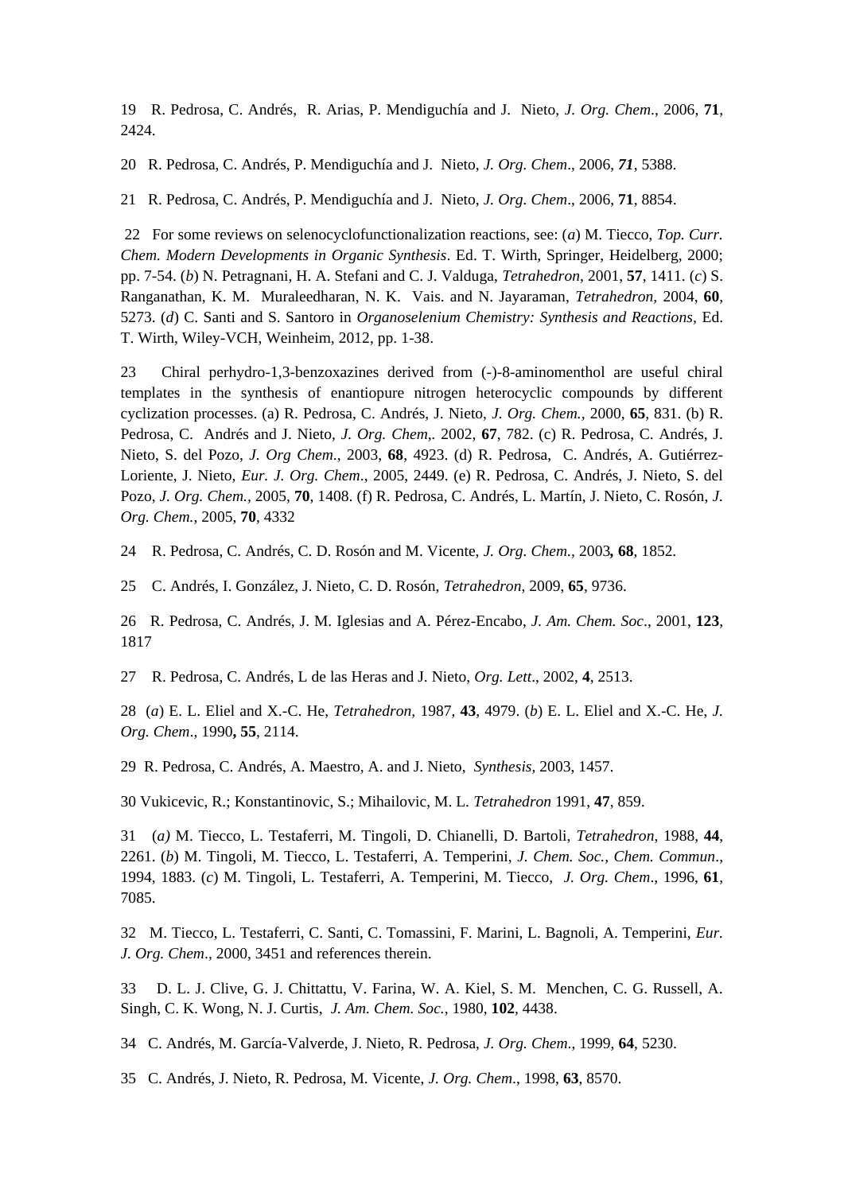19 R. Pedrosa, C. Andrés, R. Arias, P. Mendiguchía and J. Nieto, *J. Org. Chem*., 2006, **71**, 2424.

20 R. Pedrosa, C. Andrés, P. Mendiguchía and J. Nieto, *J. Org. Chem*., 2006, ***71***, 5388.

21 R. Pedrosa, C. Andrés, P. Mendiguchía and J. Nieto, *J. Org. Chem*., 2006, **71**, 8854.

22 For some reviews on selenocyclofunctionalization reactions, see: (*a*) M. Tiecco, *Top. Curr. Chem. Modern Developments in Organic Synthesis*. Ed. T. Wirth, Springer, Heidelberg, 2000; pp. 7-54. (*b*) N. Petragnani, H. A. Stefani and C. J. Valduga, *Tetrahedron,* 2001, **57**, 1411. (*c*) S. Ranganathan, K. M. Muraleedharan, N. K. Vais. and N. Jayaraman, *Tetrahedron*, 2004, **60**, 5273. (*d*) C. Santi and S. Santoro in *Organoselenium Chemistry: Synthesis and Reactions*, Ed. T. Wirth, Wiley-VCH, Weinheim, 2012, pp. 1-38.

23 Chiral perhydro-1,3-benzoxazines derived from (-)-8-aminomenthol are useful chiral templates in the synthesis of enantiopure nitrogen heterocyclic compounds by different cyclization processes. (a) R. Pedrosa, C. Andrés, J. Nieto, *J. Org. Chem.*, 2000, **65**, 831. (b) R. Pedrosa, C. Andrés and J. Nieto, *J. Org. Chem,*. 2002, **67**, 782. (c) R. Pedrosa, C. Andrés, J. Nieto, S. del Pozo, *J. Org Chem*., 2003, **68**, 4923. (d) R. Pedrosa, C. Andrés, A. Gutiérrez-Loriente, J. Nieto, *Eur. J. Org. Chem*., 2005, 2449. (e) R. Pedrosa, C. Andrés, J. Nieto, S. del Pozo, *J. Org. Chem.*, 2005, **70**, 1408. (f) R. Pedrosa, C. Andrés, L. Martín, J. Nieto, C. Rosón, *J. Org. Chem.*, 2005, **70**, 4332

24 R. Pedrosa, C. Andrés, C. D. Rosón and M. Vicente, *J. Org. Chem.*, 2003**, 68**, 1852.

25 C. Andrés, I. González, J. Nieto, C. D. Rosón, *Tetrahedron*, 2009, **65**, 9736.

26 R. Pedrosa, C. Andrés, J. M. Iglesias and A. Pérez-Encabo, *J. Am. Chem. Soc*., 2001, **123**, 1817

27 R. Pedrosa, C. Andrés, L de las Heras and J. Nieto, *Org. Lett*., 2002, **4**, 2513.

28 (*a*) E. L. Eliel and X.-C. He, *Tetrahedron,* 1987, **43**, 4979. (*b*) E. L. Eliel and X.-C. He, *J. Org. Chem*., 1990**, 55**, 2114.

29 R. Pedrosa, C. Andrés, A. Maestro, A. and J. Nieto, *Synthesis*, 2003, 1457.

30 Vukicevic, R.; Konstantinovic, S.; Mihailovic, M. L. *Tetrahedron* 1991, **47**, 859.

31 (*a)* M. Tiecco, L. Testaferri, M. Tingoli, D. Chianelli, D. Bartoli, *Tetrahedron*, 1988, **44**, 2261. (*b*) M. Tingoli, M. Tiecco, L. Testaferri, A. Temperini, *J. Chem. Soc., Chem. Commun*., 1994, 1883. (*c*) M. Tingoli, L. Testaferri, A. Temperini, M. Tiecco, *J. Org. Chem*., 1996, **61**, 7085.

32 M. Tiecco, L. Testaferri, C. Santi, C. Tomassini, F. Marini, L. Bagnoli, A. Temperini, *Eur. J. Org. Chem*., 2000, 3451 and references therein.

33 D. L. J. Clive, G. J. Chittattu, V. Farina, W. A. Kiel, S. M. Menchen, C. G. Russell, A. Singh, C. K. Wong, N. J. Curtis, *J. Am. Chem. Soc.*, 1980, **102**, 4438.

34 C. Andrés, M. García-Valverde, J. Nieto, R. Pedrosa, *J. Org. Chem*., 1999, **64**, 5230.

35 C. Andrés, J. Nieto, R. Pedrosa, M. Vicente, *J. Org. Chem*., 1998, **63**, 8570.